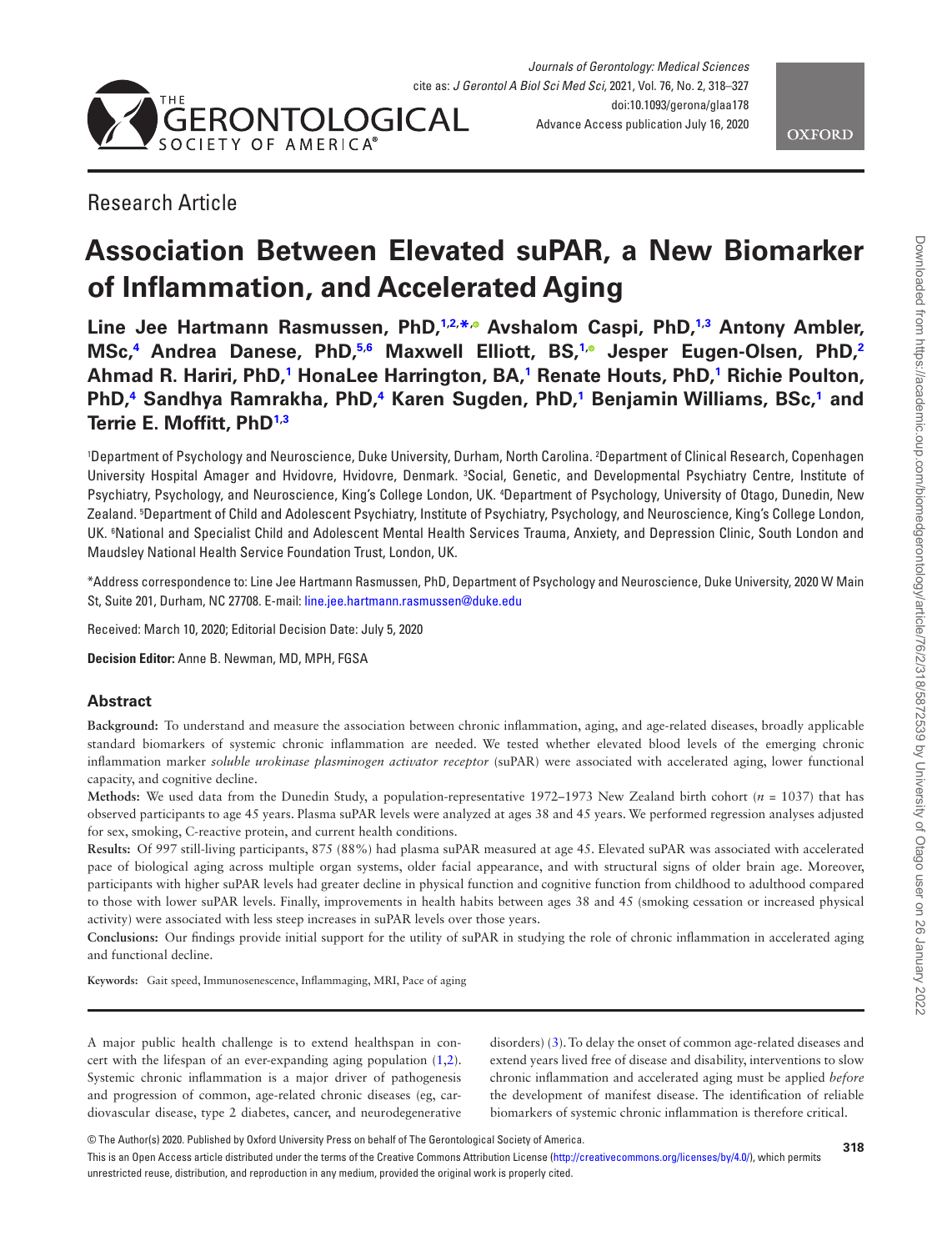Research Article

# Association Between Elevated suPAR, a New Biomarker of Inflammation, and Accelerated Aging

**Line Jee Hartmann Rasmussen, PhD,[1,2,*] Avshalom Caspi, PhD,[1,3] Antony Ambler, MSc,[4] Andrea Danese, PhD,[5,6] Maxwell Elliott, BS,[1] Jesper Eugen-Olsen, PhD,[2] Ahmad R. Hariri, PhD,[1] HonaLee Harrington, BA,[1] Renate Houts, PhD,[1] Richie Poulton, PhD,[4] Sandhya Ramrakha, PhD,[4] Karen Sugden, PhD,[1] Benjamin Williams, BSc,[1] and Terrie E. Moffitt, PhD[1,3]**

[1]Department of Psychology and Neuroscience, Duke University, Durham, North Carolina. [2]Department of Clinical Research, Copenhagen University Hospital Amager and Hvidovre, Hvidovre, Denmark. [3]Social, Genetic, and Developmental Psychiatry Centre, Institute of Psychiatry, Psychology, and Neuroscience, King's College London, UK. [4]Department of Psychology, University of Otago, Dunedin, New Zealand. [5]Department of Child and Adolescent Psychiatry, Institute of Psychiatry, Psychology, and Neuroscience, King's College London, UK. [6]National and Specialist Child and Adolescent Mental Health Services Trauma, Anxiety, and Depression Clinic, South London and Maudsley National Health Service Foundation Trust, London, UK.

*Address correspondence to: Line Jee Hartmann Rasmussen, PhD, Department of Psychology and Neuroscience, Duke University, 2020 W Main St, Suite 201, Durham, NC 27708. E-mail: line.jee.hartmann.rasmussen@duke.edu

Received: March 10, 2020; Editorial Decision Date: July 5, 2020

**Decision Editor:** Anne B. Newman, MD, MPH, FGSA

## Abstract

**Background:** To understand and measure the association between chronic inflammation, aging, and age-related diseases, broadly applicable standard biomarkers of systemic chronic inflammation are needed. We tested whether elevated blood levels of the emerging chronic inflammation marker *soluble urokinase plasminogen activator receptor* (suPAR) were associated with accelerated aging, lower functional capacity, and cognitive decline.

**Methods:** We used data from the Dunedin Study, a population-representative 1972–1973 New Zealand birth cohort ($n$ = 1037) that has observed participants to age 45 years. Plasma suPAR levels were analyzed at ages 38 and 45 years. We performed regression analyses adjusted for sex, smoking, C-reactive protein, and current health conditions.

**Results:** Of 997 still-living participants, 875 (88%) had plasma suPAR measured at age 45. Elevated suPAR was associated with accelerated pace of biological aging across multiple organ systems, older facial appearance, and with structural signs of older brain age. Moreover, participants with higher suPAR levels had greater decline in physical function and cognitive function from childhood to adulthood compared to those with lower suPAR levels. Finally, improvements in health habits between ages 38 and 45 (smoking cessation or increased physical activity) were associated with less steep increases in suPAR levels over those years.

**Conclusions:** Our findings provide initial support for the utility of suPAR in studying the role of chronic inflammation in accelerated aging and functional decline.

**Keywords:** Gait speed, Immunosenescence, Inflammaging, MRI, Pace of aging

A major public health challenge is to extend healthspan in concert with the lifespan of an ever-expanding aging population (1,2). Systemic chronic inflammation is a major driver of pathogenesis and progression of common, age-related chronic diseases (eg, cardiovascular disease, type 2 diabetes, cancer, and neurodegenerative disorders) (3). To delay the onset of common age-related diseases and extend years lived free of disease and disability, interventions to slow chronic inflammation and accelerated aging must be applied *before* the development of manifest disease. The identification of reliable biomarkers of systemic chronic inflammation is therefore critical.

© The Author(s) 2020. Published by Oxford University Press on behalf of The Gerontological Society of America.
This is an Open Access article distributed under the terms of the Creative Commons Attribution License (http://creativecommons.org/licenses/by/4.0/), which permits unrestricted reuse, distribution, and reproduction in any medium, provided the original work is properly cited.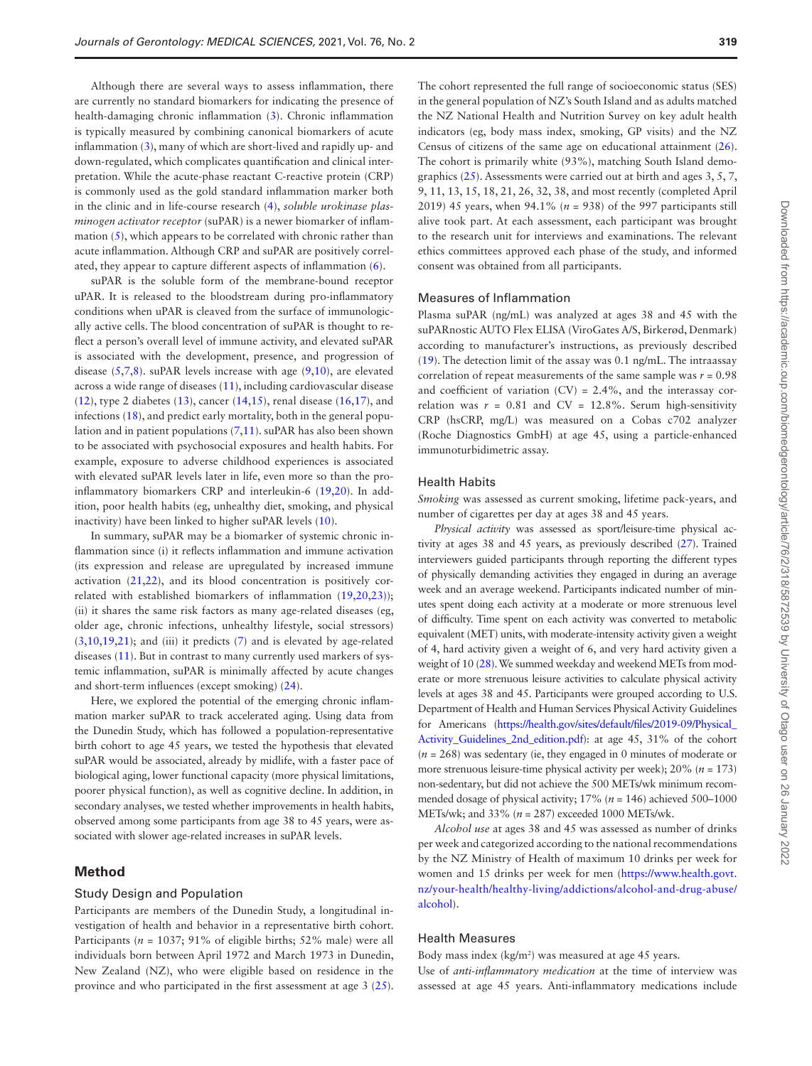Although there are several ways to assess inflammation, there are currently no standard biomarkers for indicating the presence of health-damaging chronic inflammation (3). Chronic inflammation is typically measured by combining canonical biomarkers of acute inflammation (3), many of which are short-lived and rapidly up- and down-regulated, which complicates quantification and clinical interpretation. While the acute-phase reactant C-reactive protein (CRP) is commonly used as the gold standard inflammation marker both in the clinic and in life-course research (4), *soluble urokinase plasminogen activator receptor* (suPAR) is a newer biomarker of inflammation (5), which appears to be correlated with chronic rather than acute inflammation. Although CRP and suPAR are positively correlated, they appear to capture different aspects of inflammation (6).

suPAR is the soluble form of the membrane-bound receptor uPAR. It is released to the bloodstream during pro-inflammatory conditions when uPAR is cleaved from the surface of immunologically active cells. The blood concentration of suPAR is thought to reflect a person's overall level of immune activity, and elevated suPAR is associated with the development, presence, and progression of disease (5,7,8). suPAR levels increase with age (9,10), are elevated across a wide range of diseases (11), including cardiovascular disease (12), type 2 diabetes (13), cancer (14,15), renal disease (16,17), and infections (18), and predict early mortality, both in the general population and in patient populations (7,11). suPAR has also been shown to be associated with psychosocial exposures and health habits. For example, exposure to adverse childhood experiences is associated with elevated suPAR levels later in life, even more so than the pro-inflammatory biomarkers CRP and interleukin-6 (19,20). In addition, poor health habits (eg, unhealthy diet, smoking, and physical inactivity) have been linked to higher suPAR levels (10).

In summary, suPAR may be a biomarker of systemic chronic inflammation since (i) it reflects inflammation and immune activation (its expression and release are upregulated by increased immune activation (21,22), and its blood concentration is positively correlated with established biomarkers of inflammation (19,20,23)); (ii) it shares the same risk factors as many age-related diseases (eg, older age, chronic infections, unhealthy lifestyle, social stressors) (3,10,19,21); and (iii) it predicts (7) and is elevated by age-related diseases (11). But in contrast to many currently used markers of systemic inflammation, suPAR is minimally affected by acute changes and short-term influences (except smoking) (24).

Here, we explored the potential of the emerging chronic inflammation marker suPAR to track accelerated aging. Using data from the Dunedin Study, which has followed a population-representative birth cohort to age 45 years, we tested the hypothesis that elevated suPAR would be associated, already by midlife, with a faster pace of biological aging, lower functional capacity (more physical limitations, poorer physical function), as well as cognitive decline. In addition, in secondary analyses, we tested whether improvements in health habits, observed among some participants from age 38 to 45 years, were associated with slower age-related increases in suPAR levels.

## Method

### Study Design and Population

Participants are members of the Dunedin Study, a longitudinal investigation of health and behavior in a representative birth cohort. Participants ($n$ = 1037; 91% of eligible births; 52% male) were all individuals born between April 1972 and March 1973 in Dunedin, New Zealand (NZ), who were eligible based on residence in the province and who participated in the first assessment at age 3 (25). The cohort represented the full range of socioeconomic status (SES) in the general population of NZ's South Island and as adults matched the NZ National Health and Nutrition Survey on key adult health indicators (eg, body mass index, smoking, GP visits) and the NZ Census of citizens of the same age on educational attainment (26). The cohort is primarily white (93%), matching South Island demographics (25). Assessments were carried out at birth and ages 3, 5, 7, 9, 11, 13, 15, 18, 21, 26, 32, 38, and most recently (completed April 2019) 45 years, when 94.1% ($n$ = 938) of the 997 participants still alive took part. At each assessment, each participant was brought to the research unit for interviews and examinations. The relevant ethics committees approved each phase of the study, and informed consent was obtained from all participants.

### Measures of Inflammation

Plasma suPAR (ng/mL) was analyzed at ages 38 and 45 with the suPARnostic AUTO Flex ELISA (ViroGates A/S, Birkerød, Denmark) according to manufacturer's instructions, as previously described (19). The detection limit of the assay was 0.1 ng/mL. The intraassay correlation of repeat measurements of the same sample was $r$ = 0.98 and coefficient of variation (CV) = 2.4%, and the interassay correlation was $r$ = 0.81 and CV = 12.8%. Serum high-sensitivity CRP (hsCRP, mg/L) was measured on a Cobas c702 analyzer (Roche Diagnostics GmbH) at age 45, using a particle-enhanced immunoturbidimetric assay.

### Health Habits

*Smoking* was assessed as current smoking, lifetime pack-years, and number of cigarettes per day at ages 38 and 45 years.

*Physical activity* was assessed as sport/leisure-time physical activity at ages 38 and 45 years, as previously described (27). Trained interviewers guided participants through reporting the different types of physically demanding activities they engaged in during an average week and an average weekend. Participants indicated number of minutes spent doing each activity at a moderate or more strenuous level of difficulty. Time spent on each activity was converted to metabolic equivalent (MET) units, with moderate-intensity activity given a weight of 4, hard activity given a weight of 6, and very hard activity given a weight of 10 (28). We summed weekday and weekend METs from moderate or more strenuous leisure activities to calculate physical activity levels at ages 38 and 45. Participants were grouped according to U.S. Department of Health and Human Services Physical Activity Guidelines for Americans (https://health.gov/sites/default/files/2019-09/Physical_Activity_Guidelines_2nd_edition.pdf): at age 45, 31% of the cohort ($n$ = 268) was sedentary (ie, they engaged in 0 minutes of moderate or more strenuous leisure-time physical activity per week); 20% ($n$ = 173) non-sedentary, but did not achieve the 500 METs/wk minimum recommended dosage of physical activity; 17% ($n$ = 146) achieved 500–1000 METs/wk; and 33% ($n$ = 287) exceeded 1000 METs/wk.

*Alcohol use* at ages 38 and 45 was assessed as number of drinks per week and categorized according to the national recommendations by the NZ Ministry of Health of maximum 10 drinks per week for women and 15 drinks per week for men (https://www.health.govt.nz/your-health/healthy-living/addictions/alcohol-and-drug-abuse/alcohol).

### Health Measures

Body mass index (kg/m$^2$) was measured at age 45 years.

Use of *anti-inflammatory medication* at the time of interview was assessed at age 45 years. Anti-inflammatory medications include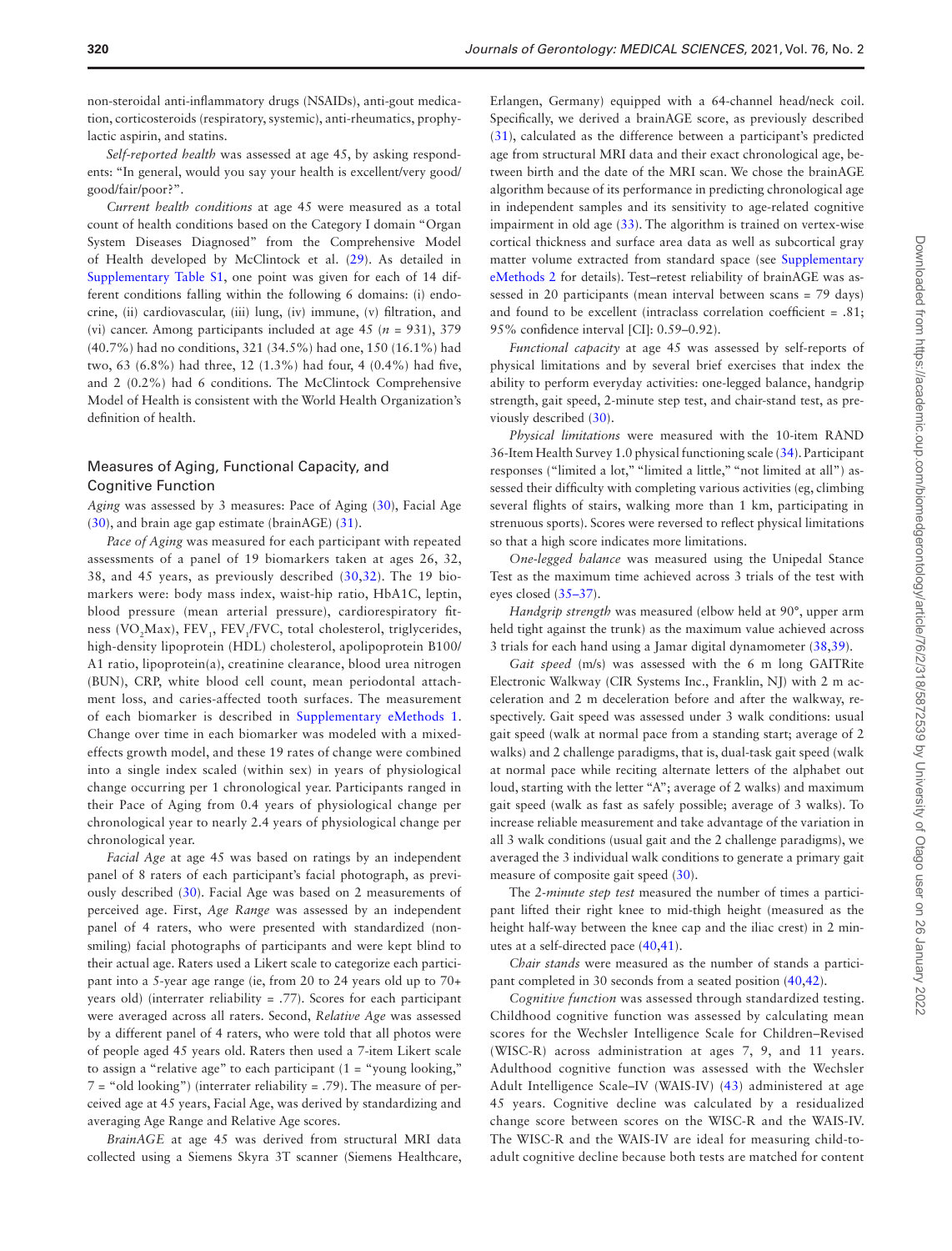non-steroidal anti-inflammatory drugs (NSAIDs), anti-gout medication, corticosteroids (respiratory, systemic), anti-rheumatics, prophylactic aspirin, and statins.

*Self-reported health* was assessed at age 45, by asking respondents: "In general, would you say your health is excellent/very good/good/fair/poor?".

*Current health conditions* at age 45 were measured as a total count of health conditions based on the Category I domain "Organ System Diseases Diagnosed" from the Comprehensive Model of Health developed by McClintock et al. (29). As detailed in Supplementary Table S1, one point was given for each of 14 different conditions falling within the following 6 domains: (i) endocrine, (ii) cardiovascular, (iii) lung, (iv) immune, (v) filtration, and (vi) cancer. Among participants included at age 45 ($n$ = 931), 379 (40.7%) had no conditions, 321 (34.5%) had one, 150 (16.1%) had two, 63 (6.8%) had three, 12 (1.3%) had four, 4 (0.4%) had five, and 2 (0.2%) had 6 conditions. The McClintock Comprehensive Model of Health is consistent with the World Health Organization's definition of health.

## Measures of Aging, Functional Capacity, and Cognitive Function

*Aging* was assessed by 3 measures: Pace of Aging (30), Facial Age (30), and brain age gap estimate (brainAGE) (31).

*Pace of Aging* was measured for each participant with repeated assessments of a panel of 19 biomarkers taken at ages 26, 32, 38, and 45 years, as previously described (30,32). The 19 biomarkers were: body mass index, waist-hip ratio, HbA1C, leptin, blood pressure (mean arterial pressure), cardiorespiratory fitness ($VO_2$Max), $FEV_1$, $FEV_1$/FVC, total cholesterol, triglycerides, high-density lipoprotein (HDL) cholesterol, apolipoprotein B100/A1 ratio, lipoprotein(a), creatinine clearance, blood urea nitrogen (BUN), CRP, white blood cell count, mean periodontal attachment loss, and caries-affected tooth surfaces. The measurement of each biomarker is described in Supplementary eMethods 1. Change over time in each biomarker was modeled with a mixed-effects growth model, and these 19 rates of change were combined into a single index scaled (within sex) in years of physiological change occurring per 1 chronological year. Participants ranged in their Pace of Aging from 0.4 years of physiological change per chronological year to nearly 2.4 years of physiological change per chronological year.

*Facial Age* at age 45 was based on ratings by an independent panel of 8 raters of each participant's facial photograph, as previously described (30). Facial Age was based on 2 measurements of perceived age. First, *Age Range* was assessed by an independent panel of 4 raters, who were presented with standardized (non-smiling) facial photographs of participants and were kept blind to their actual age. Raters used a Likert scale to categorize each participant into a 5-year age range (ie, from 20 to 24 years old up to 70+ years old) (interrater reliability = .77). Scores for each participant were averaged across all raters. Second, *Relative Age* was assessed by a different panel of 4 raters, who were told that all photos were of people aged 45 years old. Raters then used a 7-item Likert scale to assign a "relative age" to each participant (1 = "young looking," 7 = "old looking") (interrater reliability = .79). The measure of perceived age at 45 years, Facial Age, was derived by standardizing and averaging Age Range and Relative Age scores.

*BrainAGE* at age 45 was derived from structural MRI data collected using a Siemens Skyra 3T scanner (Siemens Healthcare, Erlangen, Germany) equipped with a 64-channel head/neck coil. Specifically, we derived a brainAGE score, as previously described (31), calculated as the difference between a participant's predicted age from structural MRI data and their exact chronological age, between birth and the date of the MRI scan. We chose the brainAGE algorithm because of its performance in predicting chronological age in independent samples and its sensitivity to age-related cognitive impairment in old age (33). The algorithm is trained on vertex-wise cortical thickness and surface area data as well as subcortical gray matter volume extracted from standard space (see Supplementary eMethods 2 for details). Test–retest reliability of brainAGE was assessed in 20 participants (mean interval between scans = 79 days) and found to be excellent (intraclass correlation coefficient = .81; 95% confidence interval [CI]: 0.59–0.92).

*Functional capacity* at age 45 was assessed by self-reports of physical limitations and by several brief exercises that index the ability to perform everyday activities: one-legged balance, handgrip strength, gait speed, 2-minute step test, and chair-stand test, as previously described (30).

*Physical limitations* were measured with the 10-item RAND 36-Item Health Survey 1.0 physical functioning scale (34). Participant responses ("limited a lot," "limited a little," "not limited at all") assessed their difficulty with completing various activities (eg, climbing several flights of stairs, walking more than 1 km, participating in strenuous sports). Scores were reversed to reflect physical limitations so that a high score indicates more limitations.

*One-legged balance* was measured using the Unipedal Stance Test as the maximum time achieved across 3 trials of the test with eyes closed (35–37).

*Handgrip strength* was measured (elbow held at 90°, upper arm held tight against the trunk) as the maximum value achieved across 3 trials for each hand using a Jamar digital dynamometer (38,39).

*Gait speed* (m/s) was assessed with the 6 m long GAITRite Electronic Walkway (CIR Systems Inc., Franklin, NJ) with 2 m acceleration and 2 m deceleration before and after the walkway, respectively. Gait speed was assessed under 3 walk conditions: usual gait speed (walk at normal pace from a standing start; average of 2 walks) and 2 challenge paradigms, that is, dual-task gait speed (walk at normal pace while reciting alternate letters of the alphabet out loud, starting with the letter "A"; average of 2 walks) and maximum gait speed (walk as fast as safely possible; average of 3 walks). To increase reliable measurement and take advantage of the variation in all 3 walk conditions (usual gait and the 2 challenge paradigms), we averaged the 3 individual walk conditions to generate a primary gait measure of composite gait speed (30).

The *2-minute step test* measured the number of times a participant lifted their right knee to mid-thigh height (measured as the height half-way between the knee cap and the iliac crest) in 2 minutes at a self-directed pace (40,41).

*Chair stands* were measured as the number of stands a participant completed in 30 seconds from a seated position (40,42).

*Cognitive function* was assessed through standardized testing. Childhood cognitive function was assessed by calculating mean scores for the Wechsler Intelligence Scale for Children–Revised (WISC-R) across administration at ages 7, 9, and 11 years. Adulthood cognitive function was assessed with the Wechsler Adult Intelligence Scale–IV (WAIS-IV) (43) administered at age 45 years. Cognitive decline was calculated by a residualized change score between scores on the WISC-R and the WAIS-IV. The WISC-R and the WAIS-IV are ideal for measuring child-to-adult cognitive decline because both tests are matched for content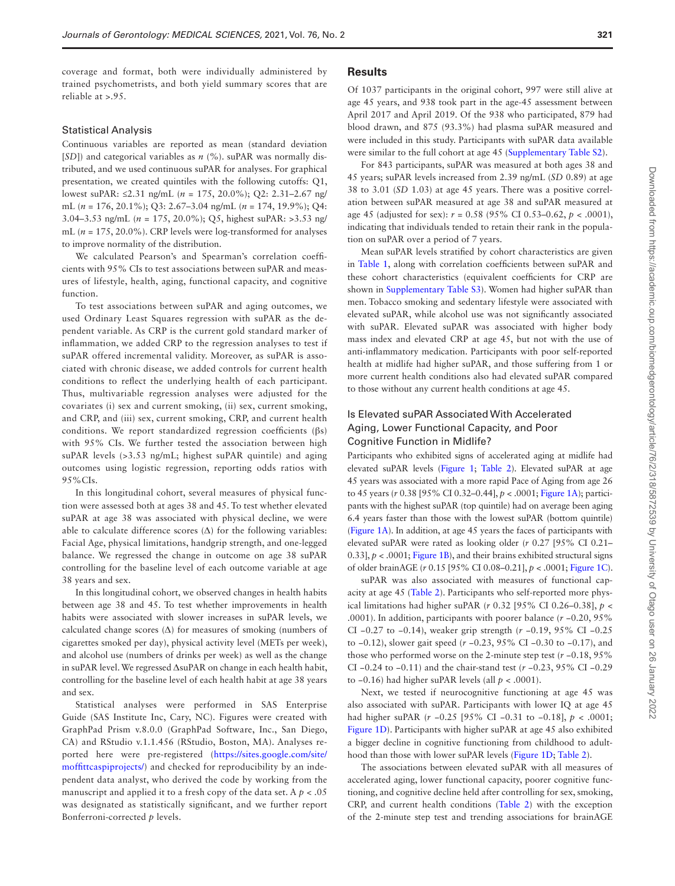coverage and format, both were individually administered by trained psychometrists, and both yield summary scores that are reliable at >.95.

### Statistical Analysis

Continuous variables are reported as mean (standard deviation [*SD*]) and categorical variables as *n* (%). suPAR was normally distributed, and we used continuous suPAR for analyses. For graphical presentation, we created quintiles with the following cutoffs: Q1, lowest suPAR: ≤2.31 ng/mL (*n* = 175, 20.0%); Q2: 2.31–2.67 ng/mL (*n* = 176, 20.1%); Q3: 2.67–3.04 ng/mL (*n* = 174, 19.9%); Q4: 3.04–3.53 ng/mL (*n* = 175, 20.0%); Q5, highest suPAR: >3.53 ng/mL (*n* = 175, 20.0%). CRP levels were log-transformed for analyses to improve normality of the distribution.

We calculated Pearson's and Spearman's correlation coefficients with 95% CIs to test associations between suPAR and measures of lifestyle, health, aging, functional capacity, and cognitive function.

To test associations between suPAR and aging outcomes, we used Ordinary Least Squares regression with suPAR as the dependent variable. As CRP is the current gold standard marker of inflammation, we added CRP to the regression analyses to test if suPAR offered incremental validity. Moreover, as suPAR is associated with chronic disease, we added controls for current health conditions to reflect the underlying health of each participant. Thus, multivariable regression analyses were adjusted for the covariates (i) sex and current smoking, (ii) sex, current smoking, and CRP, and (iii) sex, current smoking, CRP, and current health conditions. We report standardized regression coefficients (βs) with 95% CIs. We further tested the association between high suPAR levels (>3.53 ng/mL; highest suPAR quintile) and aging outcomes using logistic regression, reporting odds ratios with 95%CIs.

In this longitudinal cohort, several measures of physical function were assessed both at ages 38 and 45. To test whether elevated suPAR at age 38 was associated with physical decline, we were able to calculate difference scores (Δ) for the following variables: Facial Age, physical limitations, handgrip strength, and one-legged balance. We regressed the change in outcome on age 38 suPAR controlling for the baseline level of each outcome variable at age 38 years and sex.

In this longitudinal cohort, we observed changes in health habits between age 38 and 45. To test whether improvements in health habits were associated with slower increases in suPAR levels, we calculated change scores (Δ) for measures of smoking (numbers of cigarettes smoked per day), physical activity level (METs per week), and alcohol use (numbers of drinks per week) as well as the change in suPAR level. We regressed ΔsuPAR on change in each health habit, controlling for the baseline level of each health habit at age 38 years and sex.

Statistical analyses were performed in SAS Enterprise Guide (SAS Institute Inc, Cary, NC). Figures were created with GraphPad Prism v.8.0.0 (GraphPad Software, Inc., San Diego, CA) and RStudio v.1.1.456 (RStudio, Boston, MA). Analyses reported here were pre-registered (https://sites.google.com/site/moffittcaspiprojects/) and checked for reproducibility by an independent data analyst, who derived the code by working from the manuscript and applied it to a fresh copy of the data set. A $p < .05$ was designated as statistically significant, and we further report Bonferroni-corrected *p* levels.

## Results

Of 1037 participants in the original cohort, 997 were still alive at age 45 years, and 938 took part in the age-45 assessment between April 2017 and April 2019. Of the 938 who participated, 879 had blood drawn, and 875 (93.3%) had plasma suPAR measured and were included in this study. Participants with suPAR data available were similar to the full cohort at age 45 (Supplementary Table S2).

For 843 participants, suPAR was measured at both ages 38 and 45 years; suPAR levels increased from 2.39 ng/mL (*SD* 0.89) at age 38 to 3.01 (*SD* 1.03) at age 45 years. There was a positive correlation between suPAR measured at age 38 and suPAR measured at age 45 (adjusted for sex): *r* = 0.58 (95% CI 0.53–0.62, $p < .0001$), indicating that individuals tended to retain their rank in the population on suPAR over a period of 7 years.

Mean suPAR levels stratified by cohort characteristics are given in Table 1, along with correlation coefficients between suPAR and these cohort characteristics (equivalent coefficients for CRP are shown in Supplementary Table S3). Women had higher suPAR than men. Tobacco smoking and sedentary lifestyle were associated with elevated suPAR, while alcohol use was not significantly associated with suPAR. Elevated suPAR was associated with higher body mass index and elevated CRP at age 45, but not with the use of anti-inflammatory medication. Participants with poor self-reported health at midlife had higher suPAR, and those suffering from 1 or more current health conditions also had elevated suPAR compared to those without any current health conditions at age 45.

### Is Elevated suPAR Associated With Accelerated Aging, Lower Functional Capacity, and Poor Cognitive Function in Midlife?

Participants who exhibited signs of accelerated aging at midlife had elevated suPAR levels (Figure 1; Table 2). Elevated suPAR at age 45 years was associated with a more rapid Pace of Aging from age 26 to 45 years (*r* 0.38 [95% CI 0.32–0.44], $p < .0001$; Figure 1A); participants with the highest suPAR (top quintile) had on average been aging 6.4 years faster than those with the lowest suPAR (bottom quintile) (Figure 1A). In addition, at age 45 years the faces of participants with elevated suPAR were rated as looking older (*r* 0.27 [95% CI 0.21–0.33], $p < .0001$; Figure 1B), and their brains exhibited structural signs of older brainAGE (*r* 0.15 [95% CI 0.08–0.21], $p < .0001$; Figure 1C).

suPAR was also associated with measures of functional capacity at age 45 (Table 2). Participants who self-reported more physical limitations had higher suPAR (*r* 0.32 [95% CI 0.26–0.38], $p < .0001$). In addition, participants with poorer balance (*r* −0.20, 95% CI −0.27 to −0.14), weaker grip strength (*r* −0.19, 95% CI −0.25 to −0.12), slower gait speed (*r* −0.23, 95% CI −0.30 to −0.17), and those who performed worse on the 2-minute step test (*r* −0.18, 95% CI −0.24 to −0.11) and the chair-stand test (*r* −0.23, 95% CI −0.29 to −0.16) had higher suPAR levels (all $p < .0001$).

Next, we tested if neurocognitive functioning at age 45 was also associated with suPAR. Participants with lower IQ at age 45 had higher suPAR (*r* −0.25 [95% CI −0.31 to −0.18], $p < .0001$; Figure 1D). Participants with higher suPAR at age 45 also exhibited a bigger decline in cognitive functioning from childhood to adulthood than those with lower suPAR levels (Figure 1D; Table 2).

The associations between elevated suPAR with all measures of accelerated aging, lower functional capacity, poorer cognitive functioning, and cognitive decline held after controlling for sex, smoking, CRP, and current health conditions (Table 2) with the exception of the 2-minute step test and trending associations for brainAGE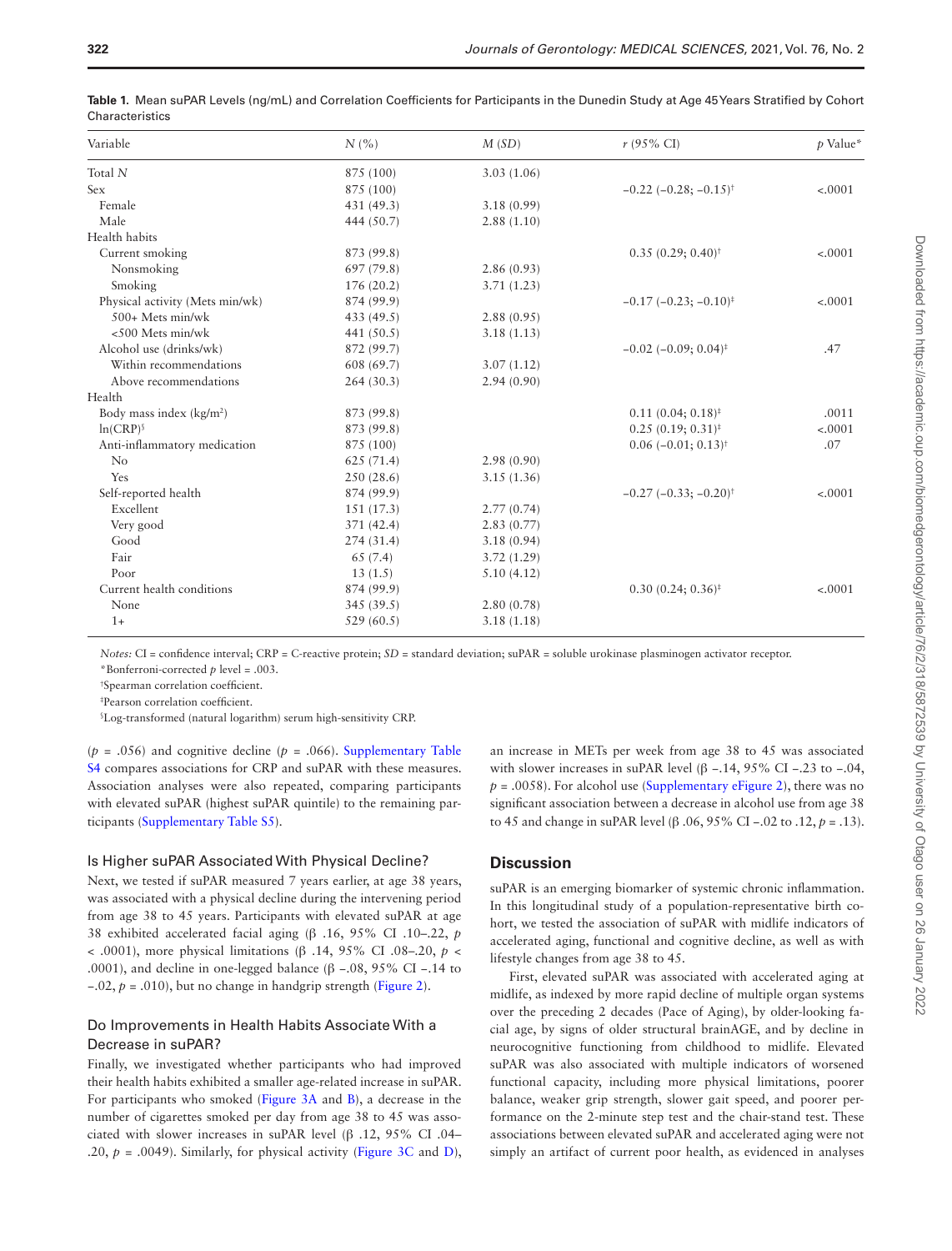**Table 1.** Mean suPAR Levels (ng/mL) and Correlation Coefficients for Participants in the Dunedin Study at Age 45 Years Stratified by Cohort Characteristics

| Variable | N (%) | M (SD) | r (95% CI) | p Value* |
|---|---|---|---|---|
| Total N | 875 (100) | 3.03 (1.06) | | |
| Sex | 875 (100) | | −0.22 (−0.28; −0.15)[†] | <.0001 |
| Female | 431 (49.3) | 3.18 (0.99) | | |
| Male | 444 (50.7) | 2.88 (1.10) | | |
| Health habits | | | | |
| Current smoking | 873 (99.8) | | 0.35 (0.29; 0.40)[†] | <.0001 |
| Nonsmoking | 697 (79.8) | 2.86 (0.93) | | |
| Smoking | 176 (20.2) | 3.71 (1.23) | | |
| Physical activity (Mets min/wk) | 874 (99.9) | | −0.17 (−0.23; −0.10)[‡] | <.0001 |
| 500+ Mets min/wk | 433 (49.5) | 2.88 (0.95) | | |
| <500 Mets min/wk | 441 (50.5) | 3.18 (1.13) | | |
| Alcohol use (drinks/wk) | 872 (99.7) | | −0.02 (−0.09; 0.04)[‡] | .47 |
| Within recommendations | 608 (69.7) | 3.07 (1.12) | | |
| Above recommendations | 264 (30.3) | 2.94 (0.90) | | |
| Health | | | | |
| Body mass index (kg/m$^2$) | 873 (99.8) | | 0.11 (0.04; 0.18)[‡] | .0011 |
| ln(CRP)[§] | 873 (99.8) | | 0.25 (0.19; 0.31)[‡] | <.0001 |
| Anti-inflammatory medication | 875 (100) | | 0.06 (−0.01; 0.13)[†] | .07 |
| No | 625 (71.4) | 2.98 (0.90) | | |
| Yes | 250 (28.6) | 3.15 (1.36) | | |
| Self-reported health | 874 (99.9) | | −0.27 (−0.33; −0.20)[†] | <.0001 |
| Excellent | 151 (17.3) | 2.77 (0.74) | | |
| Very good | 371 (42.4) | 2.83 (0.77) | | |
| Good | 274 (31.4) | 3.18 (0.94) | | |
| Fair | 65 (7.4) | 3.72 (1.29) | | |
| Poor | 13 (1.5) | 5.10 (4.12) | | |
| Current health conditions | 874 (99.9) | | 0.30 (0.24; 0.36)[‡] | <.0001 |
| None | 345 (39.5) | 2.80 (0.78) | | |
| 1+ | 529 (60.5) | 3.18 (1.18) | | |

*Notes:* CI = confidence interval; CRP = C-reactive protein; *SD* = standard deviation; suPAR = soluble urokinase plasminogen activator receptor.

*Bonferroni-corrected *p* level = .003.

[†]Spearman correlation coefficient.

[‡]Pearson correlation coefficient.

[§]Log-transformed (natural logarithm) serum high-sensitivity CRP.

($p$ = .056) and cognitive decline ($p$ = .066). Supplementary Table S4 compares associations for CRP and suPAR with these measures. Association analyses were also repeated, comparing participants with elevated suPAR (highest suPAR quintile) to the remaining participants (Supplementary Table S5).

### Is Higher suPAR Associated With Physical Decline?

Next, we tested if suPAR measured 7 years earlier, at age 38 years, was associated with a physical decline during the intervening period from age 38 to 45 years. Participants with elevated suPAR at age 38 exhibited accelerated facial aging (β .16, 95% CI .10–.22, $p$ < .0001), more physical limitations (β .14, 95% CI .08–.20, $p$ < .0001), and decline in one-legged balance (β −.08, 95% CI −.14 to −.02, $p$ = .010), but no change in handgrip strength (Figure 2).

### Do Improvements in Health Habits Associate With a Decrease in suPAR?

Finally, we investigated whether participants who had improved their health habits exhibited a smaller age-related increase in suPAR. For participants who smoked (Figure 3A and B), a decrease in the number of cigarettes smoked per day from age 38 to 45 was associated with slower increases in suPAR level (β .12, 95% CI .04–.20, $p$ = .0049). Similarly, for physical activity (Figure 3C and D), an increase in METs per week from age 38 to 45 was associated with slower increases in suPAR level (β −.14, 95% CI −.23 to −.04, $p$ = .0058). For alcohol use (Supplementary eFigure 2), there was no significant association between a decrease in alcohol use from age 38 to 45 and change in suPAR level (β .06, 95% CI −.02 to .12, $p$ = .13).

## Discussion

suPAR is an emerging biomarker of systemic chronic inflammation. In this longitudinal study of a population-representative birth cohort, we tested the association of suPAR with midlife indicators of accelerated aging, functional and cognitive decline, as well as with lifestyle changes from age 38 to 45.

First, elevated suPAR was associated with accelerated aging at midlife, as indexed by more rapid decline of multiple organ systems over the preceding 2 decades (Pace of Aging), by older-looking facial age, by signs of older structural brainAGE, and by decline in neurocognitive functioning from childhood to midlife. Elevated suPAR was also associated with multiple indicators of worsened functional capacity, including more physical limitations, poorer balance, weaker grip strength, slower gait speed, and poorer performance on the 2-minute step test and the chair-stand test. These associations between elevated suPAR and accelerated aging were not simply an artifact of current poor health, as evidenced in analyses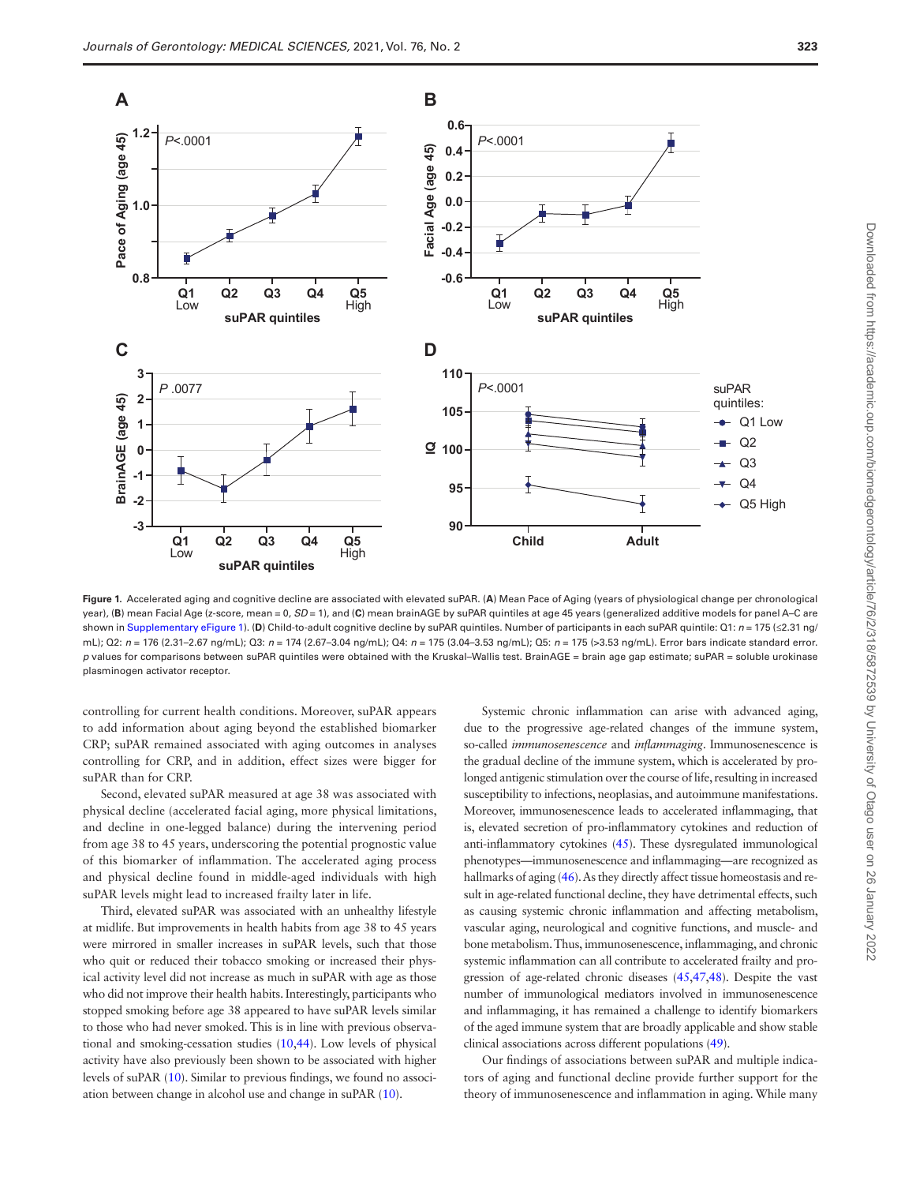**Figure 1.** Accelerated aging and cognitive decline are associated with elevated suPAR. (**A**) Mean Pace of Aging (years of physiological change per chronological year), (**B**) mean Facial Age (z-score, mean = 0, *SD* = 1), and (**C**) mean brainAGE by suPAR quintiles at age 45 years (generalized additive models for panel A–C are shown in Supplementary eFigure 1). (**D**) Child-to-adult cognitive decline by suPAR quintiles. Number of participants in each suPAR quintile: Q1: $n$ = 175 (≤2.31 ng/mL); Q2: $n$ = 176 (2.31–2.67 ng/mL); Q3: $n$ = 174 (2.67–3.04 ng/mL); Q4: $n$ = 175 (3.04–3.53 ng/mL); Q5: $n$ = 175 (>3.53 ng/mL). Error bars indicate standard error. $p$ values for comparisons between suPAR quintiles were obtained with the Kruskal–Wallis test. BrainAGE = brain age gap estimate; suPAR = soluble urokinase plasminogen activator receptor.

controlling for current health conditions. Moreover, suPAR appears to add information about aging beyond the established biomarker CRP; suPAR remained associated with aging outcomes in analyses controlling for CRP, and in addition, effect sizes were bigger for suPAR than for CRP.

Second, elevated suPAR measured at age 38 was associated with physical decline (accelerated facial aging, more physical limitations, and decline in one-legged balance) during the intervening period from age 38 to 45 years, underscoring the potential prognostic value of this biomarker of inflammation. The accelerated aging process and physical decline found in middle-aged individuals with high suPAR levels might lead to increased frailty later in life.

Third, elevated suPAR was associated with an unhealthy lifestyle at midlife. But improvements in health habits from age 38 to 45 years were mirrored in smaller increases in suPAR levels, such that those who quit or reduced their tobacco smoking or increased their physical activity level did not increase as much in suPAR with age as those who did not improve their health habits. Interestingly, participants who stopped smoking before age 38 appeared to have suPAR levels similar to those who had never smoked. This is in line with previous observational and smoking-cessation studies (10,44). Low levels of physical activity have also previously been shown to be associated with higher levels of suPAR (10). Similar to previous findings, we found no association between change in alcohol use and change in suPAR (10).

Systemic chronic inflammation can arise with advanced aging, due to the progressive age-related changes of the immune system, so-called *immunosenescence* and *inflammaging*. Immunosenescence is the gradual decline of the immune system, which is accelerated by prolonged antigenic stimulation over the course of life, resulting in increased susceptibility to infections, neoplasias, and autoimmune manifestations. Moreover, immunosenescence leads to accelerated inflammaging, that is, elevated secretion of pro-inflammatory cytokines and reduction of anti-inflammatory cytokines (45). These dysregulated immunological phenotypes—immunosenescence and inflammaging—are recognized as hallmarks of aging (46). As they directly affect tissue homeostasis and result in age-related functional decline, they have detrimental effects, such as causing systemic chronic inflammation and affecting metabolism, vascular aging, neurological and cognitive functions, and muscle- and bone metabolism. Thus, immunosenescence, inflammaging, and chronic systemic inflammation can all contribute to accelerated frailty and progression of age-related chronic diseases (45,47,48). Despite the vast number of immunological mediators involved in immunosenescence and inflammaging, it has remained a challenge to identify biomarkers of the aged immune system that are broadly applicable and show stable clinical associations across different populations (49).

Our findings of associations between suPAR and multiple indicators of aging and functional decline provide further support for the theory of immunosenescence and inflammation in aging. While many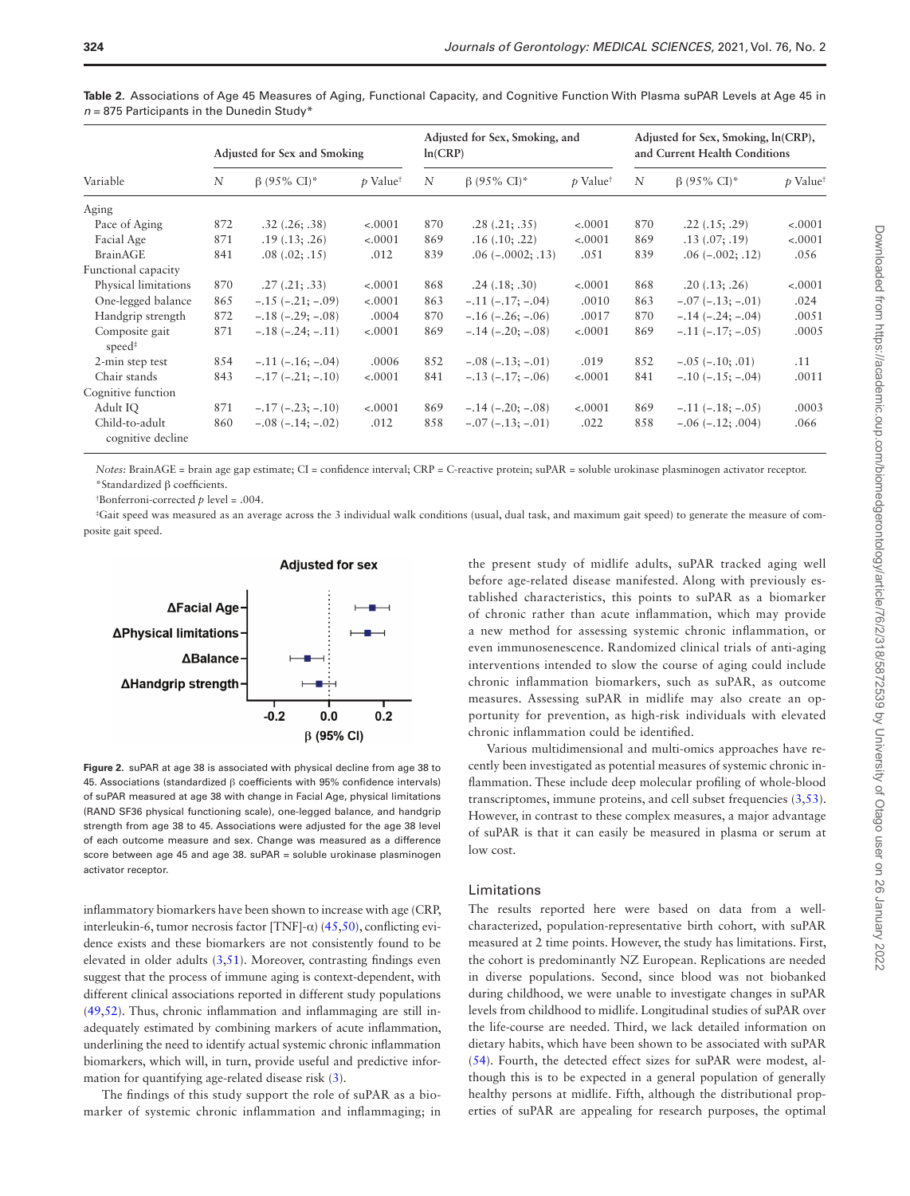**Table 2.** Associations of Age 45 Measures of Aging, Functional Capacity, and Cognitive Function With Plasma suPAR Levels at Age 45 in $n$ = 875 Participants in the Dunedin Study*

| Variable | Adjusted for Sex and Smoking | | | Adjusted for Sex, Smoking, and ln(CRP) | | | Adjusted for Sex, Smoking, ln(CRP), and Current Health Conditions | | |
|---|---|---|---|---|---|---|---|---|---|
| | $N$ | β (95% CI)* | $p$ Value† | $N$ | β (95% CI)* | $p$ Value† | $N$ | β (95% CI)* | $p$ Value† |
| Aging | | | | | | | | | |
| Pace of Aging | 872 | .32 (.26; .38) | <.0001 | 870 | .28 (.21; .35) | <.0001 | 870 | .22 (.15; .29) | <.0001 |
| Facial Age | 871 | .19 (.13; .26) | <.0001 | 869 | .16 (.10; .22) | <.0001 | 869 | .13 (.07; .19) | <.0001 |
| BrainAGE | 841 | .08 (.02; .15) | .012 | 839 | .06 (−.0002; .13) | .051 | 839 | .06 (−.002; .12) | .056 |
| Functional capacity | | | | | | | | | |
| Physical limitations | 870 | .27 (.21; .33) | <.0001 | 868 | .24 (.18; .30) | <.0001 | 868 | .20 (.13; .26) | <.0001 |
| One-legged balance | 865 | −.15 (−.21; −.09) | <.0001 | 863 | −.11 (−.17; −.04) | .0010 | 863 | −.07 (−.13; −.01) | .024 |
| Handgrip strength | 872 | −.18 (−.29; −.08) | .0004 | 870 | −.16 (−.26; −.06) | .0017 | 870 | −.14 (−.24; −.04) | .0051 |
| Composite gait speed‡ | 871 | −.18 (−.24; −.11) | <.0001 | 869 | −.14 (−.20; −.08) | <.0001 | 869 | −.11 (−.17; −.05) | .0005 |
| 2-min step test | 854 | −.11 (−.16; −.04) | .0006 | 852 | −.08 (−.13; −.01) | .019 | 852 | −.05 (−.10; .01) | .11 |
| Chair stands | 843 | −.17 (−.21; −.10) | <.0001 | 841 | −.13 (−.17; −.06) | <.0001 | 841 | −.10 (−.15; −.04) | .0011 |
| Cognitive function | | | | | | | | | |
| Adult IQ | 871 | −.17 (−.23; −.10) | <.0001 | 869 | −.14 (−.20; −.08) | <.0001 | 869 | −.11 (−.18; −.05) | .0003 |
| Child-to-adult cognitive decline | 860 | −.08 (−.14; −.02) | .012 | 858 | −.07 (−.13; −.01) | .022 | 858 | −.06 (−.12; .004) | .066 |

*Notes:* BrainAGE = brain age gap estimate; CI = confidence interval; CRP = C-reactive protein; suPAR = soluble urokinase plasminogen activator receptor.

*Standardized β coefficients.

†Bonferroni-corrected $p$ level = .004.

‡Gait speed was measured as an average across the 3 individual walk conditions (usual, dual task, and maximum gait speed) to generate the measure of composite gait speed.

**Figure 2.** suPAR at age 38 is associated with physical decline from age 38 to 45. Associations (standardized β coefficients with 95% confidence intervals) of suPAR measured at age 38 with change in Facial Age, physical limitations (RAND SF36 physical functioning scale), one-legged balance, and handgrip strength from age 38 to 45. Associations were adjusted for the age 38 level of each outcome measure and sex. Change was measured as a difference score between age 45 and age 38. suPAR = soluble urokinase plasminogen activator receptor.

inflammatory biomarkers have been shown to increase with age (CRP, interleukin-6, tumor necrosis factor [TNF]-α) (45,50), conflicting evidence exists and these biomarkers are not consistently found to be elevated in older adults (3,51). Moreover, contrasting findings even suggest that the process of immune aging is context-dependent, with different clinical associations reported in different study populations (49,52). Thus, chronic inflammation and inflammaging are still inadequately estimated by combining markers of acute inflammation, underlining the need to identify actual systemic chronic inflammation biomarkers, which will, in turn, provide useful and predictive information for quantifying age-related disease risk (3).

The findings of this study support the role of suPAR as a biomarker of systemic chronic inflammation and inflammaging; in the present study of midlife adults, suPAR tracked aging well before age-related disease manifested. Along with previously established characteristics, this points to suPAR as a biomarker of chronic rather than acute inflammation, which may provide a new method for assessing systemic chronic inflammation, or even immunosenescence. Randomized clinical trials of anti-aging interventions intended to slow the course of aging could include chronic inflammation biomarkers, such as suPAR, as outcome measures. Assessing suPAR in midlife may also create an opportunity for prevention, as high-risk individuals with elevated chronic inflammation could be identified.

Various multidimensional and multi-omics approaches have recently been investigated as potential measures of systemic chronic inflammation. These include deep molecular profiling of whole-blood transcriptomes, immune proteins, and cell subset frequencies (3,53). However, in contrast to these complex measures, a major advantage of suPAR is that it can easily be measured in plasma or serum at low cost.

## Limitations

The results reported here were based on data from a well-characterized, population-representative birth cohort, with suPAR measured at 2 time points. However, the study has limitations. First, the cohort is predominantly NZ European. Replications are needed in diverse populations. Second, since blood was not biobanked during childhood, we were unable to investigate changes in suPAR levels from childhood to midlife. Longitudinal studies of suPAR over the life-course are needed. Third, we lack detailed information on dietary habits, which have been shown to be associated with suPAR (54). Fourth, the detected effect sizes for suPAR were modest, although this is to be expected in a general population of generally healthy persons at midlife. Fifth, although the distributional properties of suPAR are appealing for research purposes, the optimal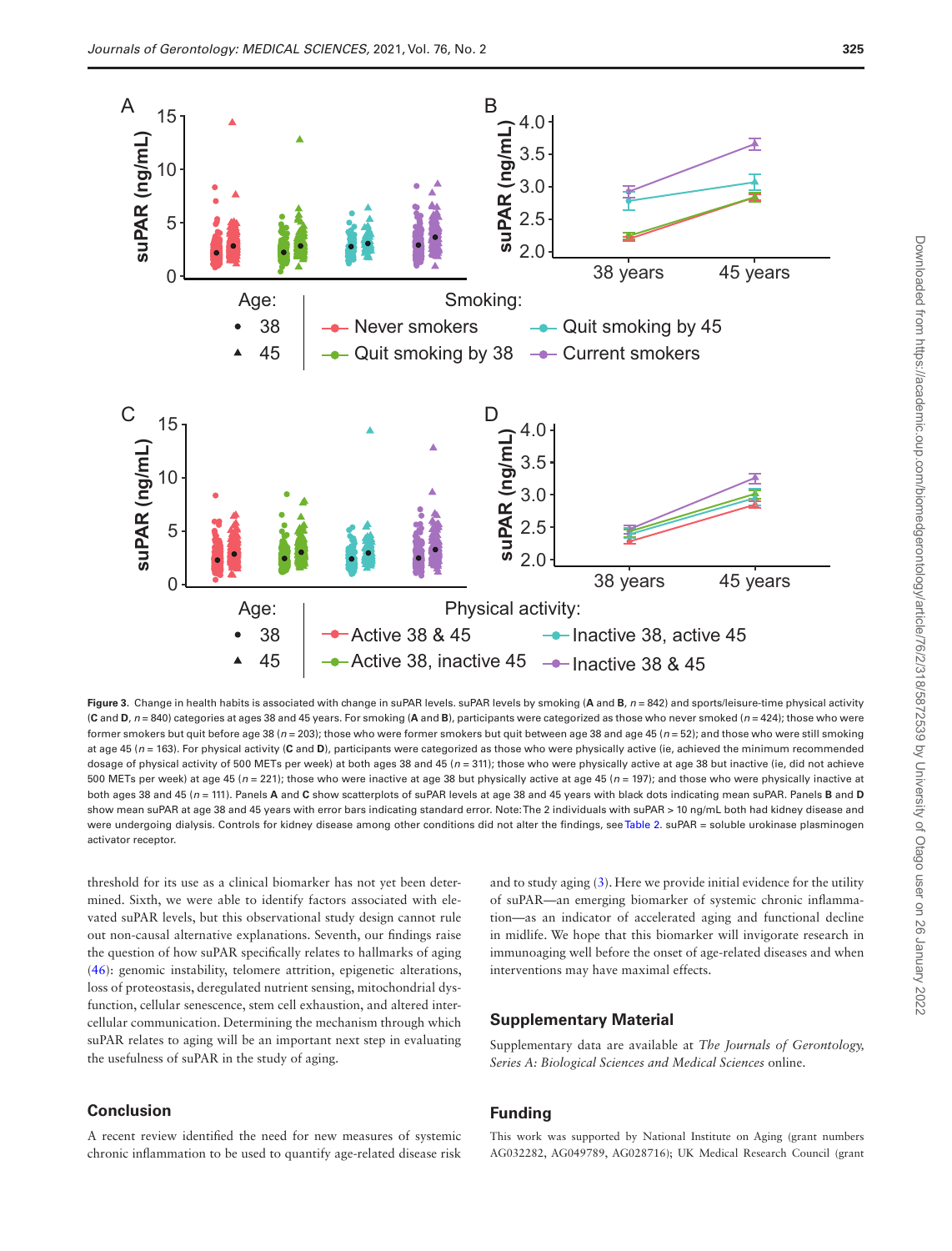**Figure 3.** Change in health habits is associated with change in suPAR levels. suPAR levels by smoking (**A** and **B**, $n = 842$) and sports/leisure-time physical activity (**C** and **D**, $n = 840$) categories at ages 38 and 45 years. For smoking (**A** and **B**), participants were categorized as those who never smoked ($n = 424$); those who were former smokers but quit before age 38 ($n = 203$); those who were former smokers but quit between age 38 and age 45 ($n = 52$); and those who were still smoking at age 45 ($n = 163$). For physical activity (**C** and **D**), participants were categorized as those who were physically active (ie, achieved the minimum recommended dosage of physical activity of 500 METs per week) at both ages 38 and 45 ($n = 311$); those who were physically active at age 38 but inactive (ie, did not achieve 500 METs per week) at age 45 ($n = 221$); those who were inactive at age 38 but physically active at age 45 ($n = 197$); and those who were physically inactive at both ages 38 and 45 ($n = 111$). Panels **A** and **C** show scatterplots of suPAR levels at age 38 and 45 years with black dots indicating mean suPAR. Panels **B** and **D** show mean suPAR at age 38 and 45 years with error bars indicating standard error. Note: The 2 individuals with suPAR > 10 ng/mL both had kidney disease and were undergoing dialysis. Controls for kidney disease among other conditions did not alter the findings, see Table 2. suPAR = soluble urokinase plasminogen activator receptor.

threshold for its use as a clinical biomarker has not yet been determined. Sixth, we were able to identify factors associated with elevated suPAR levels, but this observational study design cannot rule out non-causal alternative explanations. Seventh, our findings raise the question of how suPAR specifically relates to hallmarks of aging (46): genomic instability, telomere attrition, epigenetic alterations, loss of proteostasis, deregulated nutrient sensing, mitochondrial dysfunction, cellular senescence, stem cell exhaustion, and altered intercellular communication. Determining the mechanism through which suPAR relates to aging will be an important next step in evaluating the usefulness of suPAR in the study of aging.

## Conclusion

A recent review identified the need for new measures of systemic chronic inflammation to be used to quantify age-related disease risk and to study aging (3). Here we provide initial evidence for the utility of suPAR—an emerging biomarker of systemic chronic inflammation—as an indicator of accelerated aging and functional decline in midlife. We hope that this biomarker will invigorate research in immunoaging well before the onset of age-related diseases and when interventions may have maximal effects.

## Supplementary Material

Supplementary data are available at *The Journals of Gerontology, Series A: Biological Sciences and Medical Sciences* online.

## Funding

This work was supported by National Institute on Aging (grant numbers AG032282, AG049789, AG028716); UK Medical Research Council (grant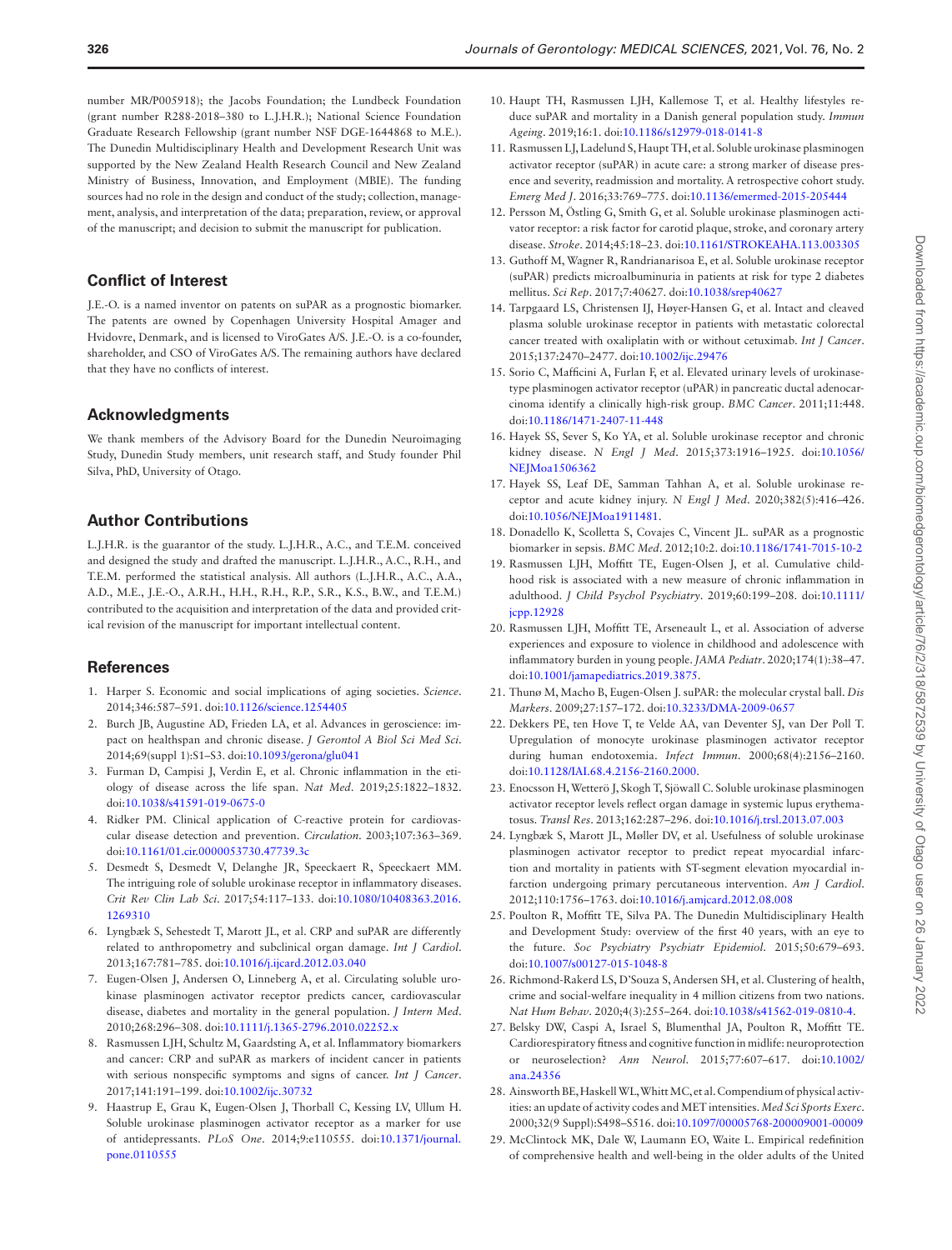number MR/P005918); the Jacobs Foundation; the Lundbeck Foundation (grant number R288-2018–380 to L.J.H.R.); National Science Foundation Graduate Research Fellowship (grant number NSF DGE-1644868 to M.E.). The Dunedin Multidisciplinary Health and Development Research Unit was supported by the New Zealand Health Research Council and New Zealand Ministry of Business, Innovation, and Employment (MBIE). The funding sources had no role in the design and conduct of the study; collection, management, analysis, and interpretation of the data; preparation, review, or approval of the manuscript; and decision to submit the manuscript for publication.

## Conflict of Interest

J.E.-O. is a named inventor on patents on suPAR as a prognostic biomarker. The patents are owned by Copenhagen University Hospital Amager and Hvidovre, Denmark, and is licensed to ViroGates A/S. J.E.-O. is a co-founder, shareholder, and CSO of ViroGates A/S. The remaining authors have declared that they have no conflicts of interest.

## Acknowledgments

We thank members of the Advisory Board for the Dunedin Neuroimaging Study, Dunedin Study members, unit research staff, and Study founder Phil Silva, PhD, University of Otago.

## Author Contributions

L.J.H.R. is the guarantor of the study. L.J.H.R., A.C., and T.E.M. conceived and designed the study and drafted the manuscript. L.J.H.R., A.C., R.H., and T.E.M. performed the statistical analysis. All authors (L.J.H.R., A.C., A.A., A.D., M.E., J.E.-O., A.R.H., H.H., R.H., R.P., S.R., K.S., B.W., and T.E.M.) contributed to the acquisition and interpretation of the data and provided critical revision of the manuscript for important intellectual content.

## References

1. Harper S. Economic and social implications of aging societies. *Science*. 2014;346:587–591. doi:10.1126/science.1254405
2. Burch JB, Augustine AD, Frieden LA, et al. Advances in geroscience: impact on healthspan and chronic disease. *J Gerontol A Biol Sci Med Sci*. 2014;69(suppl 1):S1–S3. doi:10.1093/gerona/glu041
3. Furman D, Campisi J, Verdin E, et al. Chronic inflammation in the etiology of disease across the life span. *Nat Med*. 2019;25:1822–1832. doi:10.1038/s41591-019-0675-0
4. Ridker PM. Clinical application of C-reactive protein for cardiovascular disease detection and prevention. *Circulation*. 2003;107:363–369. doi:10.1161/01.cir.0000053730.47739.3c
5. Desmedt S, Desmedt V, Delanghe JR, Speeckaert R, Speeckaert MM. The intriguing role of soluble urokinase receptor in inflammatory diseases. *Crit Rev Clin Lab Sci*. 2017;54:117–133. doi:10.1080/10408363.2016.1269310
6. Lyngbæk S, Sehestedt T, Marott JL, et al. CRP and suPAR are differently related to anthropometry and subclinical organ damage. *Int J Cardiol*. 2013;167:781–785. doi:10.1016/j.ijcard.2012.03.040
7. Eugen-Olsen J, Andersen O, Linneberg A, et al. Circulating soluble urokinase plasminogen activator receptor predicts cancer, cardiovascular disease, diabetes and mortality in the general population. *J Intern Med*. 2010;268:296–308. doi:10.1111/j.1365-2796.2010.02252.x
8. Rasmussen LJH, Schultz M, Gaardsting A, et al. Inflammatory biomarkers and cancer: CRP and suPAR as markers of incident cancer in patients with serious nonspecific symptoms and signs of cancer. *Int J Cancer*. 2017;141:191–199. doi:10.1002/ijc.30732
9. Haastrup E, Grau K, Eugen-Olsen J, Thorball C, Kessing LV, Ullum H. Soluble urokinase plasminogen activator receptor as a marker for use of antidepressants. *PLoS One*. 2014;9:e110555. doi:10.1371/journal.pone.0110555
10. Haupt TH, Rasmussen LJH, Kallemose T, et al. Healthy lifestyles reduce suPAR and mortality in a Danish general population study. *Immun Ageing*. 2019;16:1. doi:10.1186/s12979-018-0141-8
11. Rasmussen LJ, Ladelund S, Haupt TH, et al. Soluble urokinase plasminogen activator receptor (suPAR) in acute care: a strong marker of disease presence and severity, readmission and mortality. A retrospective cohort study. *Emerg Med J*. 2016;33:769–775. doi:10.1136/emermed-2015-205444
12. Persson M, Östling G, Smith G, et al. Soluble urokinase plasminogen activator receptor: a risk factor for carotid plaque, stroke, and coronary artery disease. *Stroke*. 2014;45:18–23. doi:10.1161/STROKEAHA.113.003305
13. Guthoff M, Wagner R, Randrianarisoa E, et al. Soluble urokinase receptor (suPAR) predicts microalbuminuria in patients at risk for type 2 diabetes mellitus. *Sci Rep*. 2017;7:40627. doi:10.1038/srep40627
14. Tarpgaard LS, Christensen IJ, Høyer-Hansen G, et al. Intact and cleaved plasma soluble urokinase receptor in patients with metastatic colorectal cancer treated with oxaliplatin with or without cetuximab. *Int J Cancer*. 2015;137:2470–2477. doi:10.1002/ijc.29476
15. Sorio C, Mafficini A, Furlan F, et al. Elevated urinary levels of urokinase-type plasminogen activator receptor (uPAR) in pancreatic ductal adenocarcinoma identify a clinically high-risk group. *BMC Cancer*. 2011;11:448. doi:10.1186/1471-2407-11-448
16. Hayek SS, Sever S, Ko YA, et al. Soluble urokinase receptor and chronic kidney disease. *N Engl J Med*. 2015;373:1916–1925. doi:10.1056/NEJMoa1506362
17. Hayek SS, Leaf DE, Samman Tahhan A, et al. Soluble urokinase receptor and acute kidney injury. *N Engl J Med*. 2020;382(5):416–426. doi:10.1056/NEJMoa1911481.
18. Donadello K, Scolletta S, Covajes C, Vincent JL. suPAR as a prognostic biomarker in sepsis. *BMC Med*. 2012;10:2. doi:10.1186/1741-7015-10-2
19. Rasmussen LJH, Moffitt TE, Eugen-Olsen J, et al. Cumulative childhood risk is associated with a new measure of chronic inflammation in adulthood. *J Child Psychol Psychiatry*. 2019;60:199–208. doi:10.1111/jcpp.12928
20. Rasmussen LJH, Moffitt TE, Arseneault L, et al. Association of adverse experiences and exposure to violence in childhood and adolescence with inflammatory burden in young people. *JAMA Pediatr*. 2020;174(1):38–47. doi:10.1001/jamapediatrics.2019.3875.
21. Thunø M, Macho B, Eugen-Olsen J. suPAR: the molecular crystal ball. *Dis Markers*. 2009;27:157–172. doi:10.3233/DMA-2009-0657
22. Dekkers PE, ten Hove T, te Velde AA, van Deventer SJ, van Der Poll T. Upregulation of monocyte urokinase plasminogen activator receptor during human endotoxemia. *Infect Immun*. 2000;68(4):2156–2160. doi:10.1128/IAI.68.4.2156-2160.2000.
23. Enocsson H, Wetterö J, Skogh T, Sjöwall C. Soluble urokinase plasminogen activator receptor levels reflect organ damage in systemic lupus erythematosus. *Transl Res*. 2013;162:287–296. doi:10.1016/j.trsl.2013.07.003
24. Lyngbæk S, Marott JL, Møller DV, et al. Usefulness of soluble urokinase plasminogen activator receptor to predict repeat myocardial infarction and mortality in patients with ST-segment elevation myocardial infarction undergoing primary percutaneous intervention. *Am J Cardiol*. 2012;110:1756–1763. doi:10.1016/j.amjcard.2012.08.008
25. Poulton R, Moffitt TE, Silva PA. The Dunedin Multidisciplinary Health and Development Study: overview of the first 40 years, with an eye to the future. *Soc Psychiatry Psychiatr Epidemiol*. 2015;50:679–693. doi:10.1007/s00127-015-1048-8
26. Richmond-Rakerd LS, D'Souza S, Andersen SH, et al. Clustering of health, crime and social-welfare inequality in 4 million citizens from two nations. *Nat Hum Behav*. 2020;4(3):255–264. doi:10.1038/s41562-019-0810-4.
27. Belsky DW, Caspi A, Israel S, Blumenthal JA, Poulton R, Moffitt TE. Cardiorespiratory fitness and cognitive function in midlife: neuroprotection or neuroselection? *Ann Neurol*. 2015;77:607–617. doi:10.1002/ana.24356
28. Ainsworth BE, Haskell WL, Whitt MC, et al. Compendium of physical activities: an update of activity codes and MET intensities. *Med Sci Sports Exerc*. 2000;32(9 Suppl):S498–S516. doi:10.1097/00005768-200009001-00009
29. McClintock MK, Dale W, Laumann EO, Waite L. Empirical redefinition of comprehensive health and well-being in the older adults of the United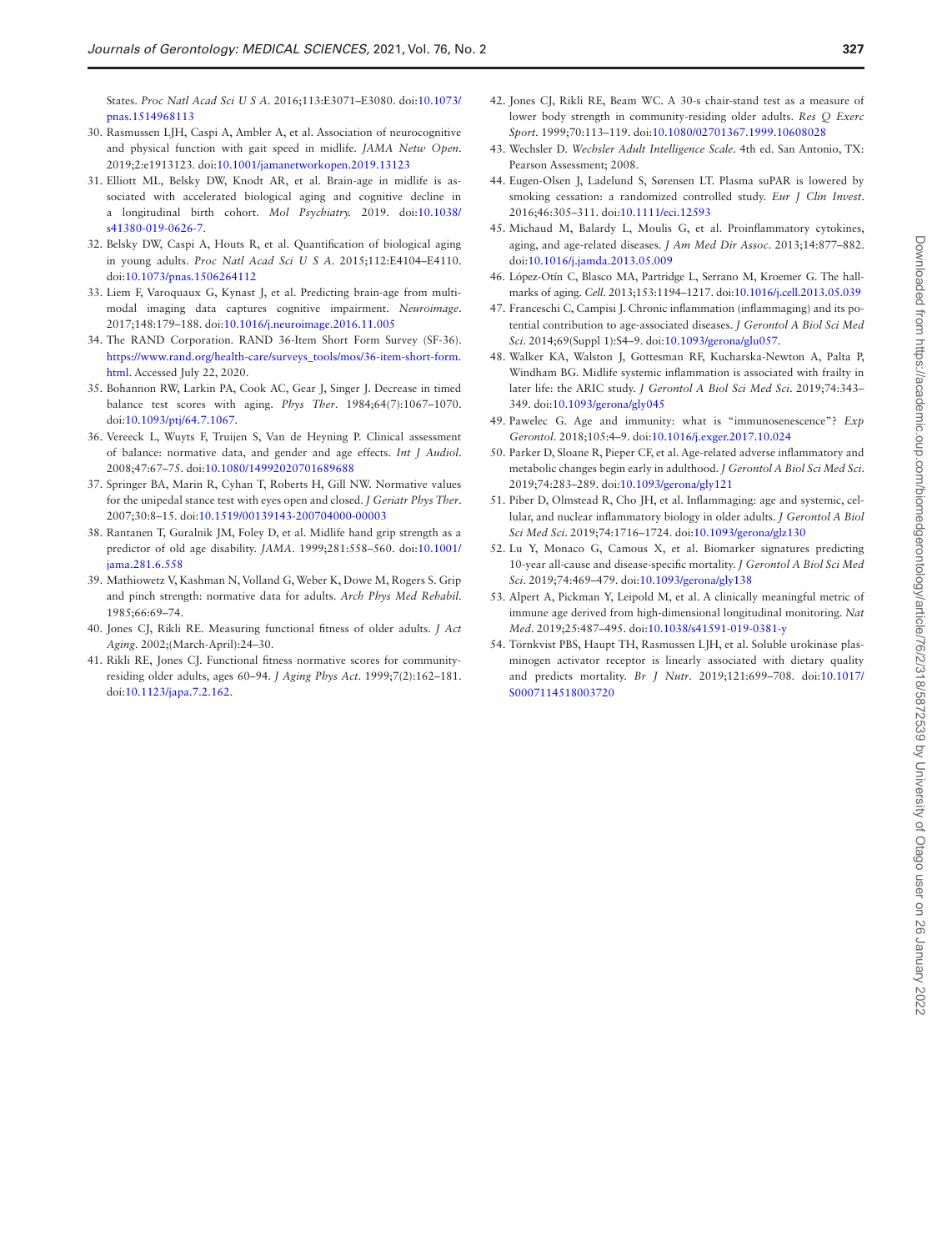States. *Proc Natl Acad Sci U S A*. 2016;113:E3071–E3080. doi:10.1073/pnas.1514968113

30. Rasmussen LJH, Caspi A, Ambler A, et al. Association of neurocognitive and physical function with gait speed in midlife. *JAMA Netw Open*. 2019;2:e1913123. doi:10.1001/jamanetworkopen.2019.13123
31. Elliott ML, Belsky DW, Knodt AR, et al. Brain-age in midlife is associated with accelerated biological aging and cognitive decline in a longitudinal birth cohort. *Mol Psychiatry.* 2019. doi:10.1038/s41380-019-0626-7.
32. Belsky DW, Caspi A, Houts R, et al. Quantification of biological aging in young adults. *Proc Natl Acad Sci U S A*. 2015;112:E4104–E4110. doi:10.1073/pnas.1506264112
33. Liem F, Varoquaux G, Kynast J, et al. Predicting brain-age from multimodal imaging data captures cognitive impairment. *Neuroimage*. 2017;148:179–188. doi:10.1016/j.neuroimage.2016.11.005
34. The RAND Corporation. RAND 36-Item Short Form Survey (SF-36). https://www.rand.org/health-care/surveys_tools/mos/36-item-short-form.html. Accessed July 22, 2020.
35. Bohannon RW, Larkin PA, Cook AC, Gear J, Singer J. Decrease in timed balance test scores with aging. *Phys Ther*. 1984;64(7):1067–1070. doi:10.1093/ptj/64.7.1067.
36. Vereeck L, Wuyts F, Truijen S, Van de Heyning P. Clinical assessment of balance: normative data, and gender and age effects. *Int J Audiol*. 2008;47:67–75. doi:10.1080/14992020701689688
37. Springer BA, Marin R, Cyhan T, Roberts H, Gill NW. Normative values for the unipedal stance test with eyes open and closed. *J Geriatr Phys Ther*. 2007;30:8–15. doi:10.1519/00139143-200704000-00003
38. Rantanen T, Guralnik JM, Foley D, et al. Midlife hand grip strength as a predictor of old age disability. *JAMA*. 1999;281:558–560. doi:10.1001/jama.281.6.558
39. Mathiowetz V, Kashman N, Volland G, Weber K, Dowe M, Rogers S. Grip and pinch strength: normative data for adults. *Arch Phys Med Rehabil*. 1985;66:69–74.
40. Jones CJ, Rikli RE. Measuring functional fitness of older adults. *J Act Aging*. 2002;(March-April):24–30.
41. Rikli RE, Jones CJ. Functional fitness normative scores for community-residing older adults, ages 60–94. *J Aging Phys Act*. 1999;7(2):162–181. doi:10.1123/japa.7.2.162.
42. Jones CJ, Rikli RE, Beam WC. A 30-s chair-stand test as a measure of lower body strength in community-residing older adults. *Res Q Exerc Sport*. 1999;70:113–119. doi:10.1080/02701367.1999.10608028
43. Wechsler D. *Wechsler Adult Intelligence Scale*. 4th ed. San Antonio, TX: Pearson Assessment; 2008.
44. Eugen-Olsen J, Ladelund S, Sørensen LT. Plasma suPAR is lowered by smoking cessation: a randomized controlled study. *Eur J Clin Invest*. 2016;46:305–311. doi:10.1111/eci.12593
45. Michaud M, Balardy L, Moulis G, et al. Proinflammatory cytokines, aging, and age-related diseases. *J Am Med Dir Assoc*. 2013;14:877–882. doi:10.1016/j.jamda.2013.05.009
46. López-Otín C, Blasco MA, Partridge L, Serrano M, Kroemer G. The hallmarks of aging. *Cell*. 2013;153:1194–1217. doi:10.1016/j.cell.2013.05.039
47. Franceschi C, Campisi J. Chronic inflammation (inflammaging) and its potential contribution to age-associated diseases. *J Gerontol A Biol Sci Med Sci*. 2014;69(Suppl 1):S4–9. doi:10.1093/gerona/glu057.
48. Walker KA, Walston J, Gottesman RF, Kucharska-Newton A, Palta P, Windham BG. Midlife systemic inflammation is associated with frailty in later life: the ARIC study. *J Gerontol A Biol Sci Med Sci*. 2019;74:343–349. doi:10.1093/gerona/gly045
49. Pawelec G. Age and immunity: what is "immunosenescence"? *Exp Gerontol*. 2018;105:4–9. doi:10.1016/j.exger.2017.10.024
50. Parker D, Sloane R, Pieper CF, et al. Age-related adverse inflammatory and metabolic changes begin early in adulthood. *J Gerontol A Biol Sci Med Sci*. 2019;74:283–289. doi:10.1093/gerona/gly121
51. Piber D, Olmstead R, Cho JH, et al. Inflammaging: age and systemic, cellular, and nuclear inflammatory biology in older adults. *J Gerontol A Biol Sci Med Sci*. 2019;74:1716–1724. doi:10.1093/gerona/glz130
52. Lu Y, Monaco G, Camous X, et al. Biomarker signatures predicting 10-year all-cause and disease-specific mortality. *J Gerontol A Biol Sci Med Sci*. 2019;74:469–479. doi:10.1093/gerona/gly138
53. Alpert A, Pickman Y, Leipold M, et al. A clinically meaningful metric of immune age derived from high-dimensional longitudinal monitoring. *Nat Med*. 2019;25:487–495. doi:10.1038/s41591-019-0381-y
54. Törnkvist PBS, Haupt TH, Rasmussen LJH, et al. Soluble urokinase plasminogen activator receptor is linearly associated with dietary quality and predicts mortality. *Br J Nutr*. 2019;121:699–708. doi:10.1017/S0007114518003720